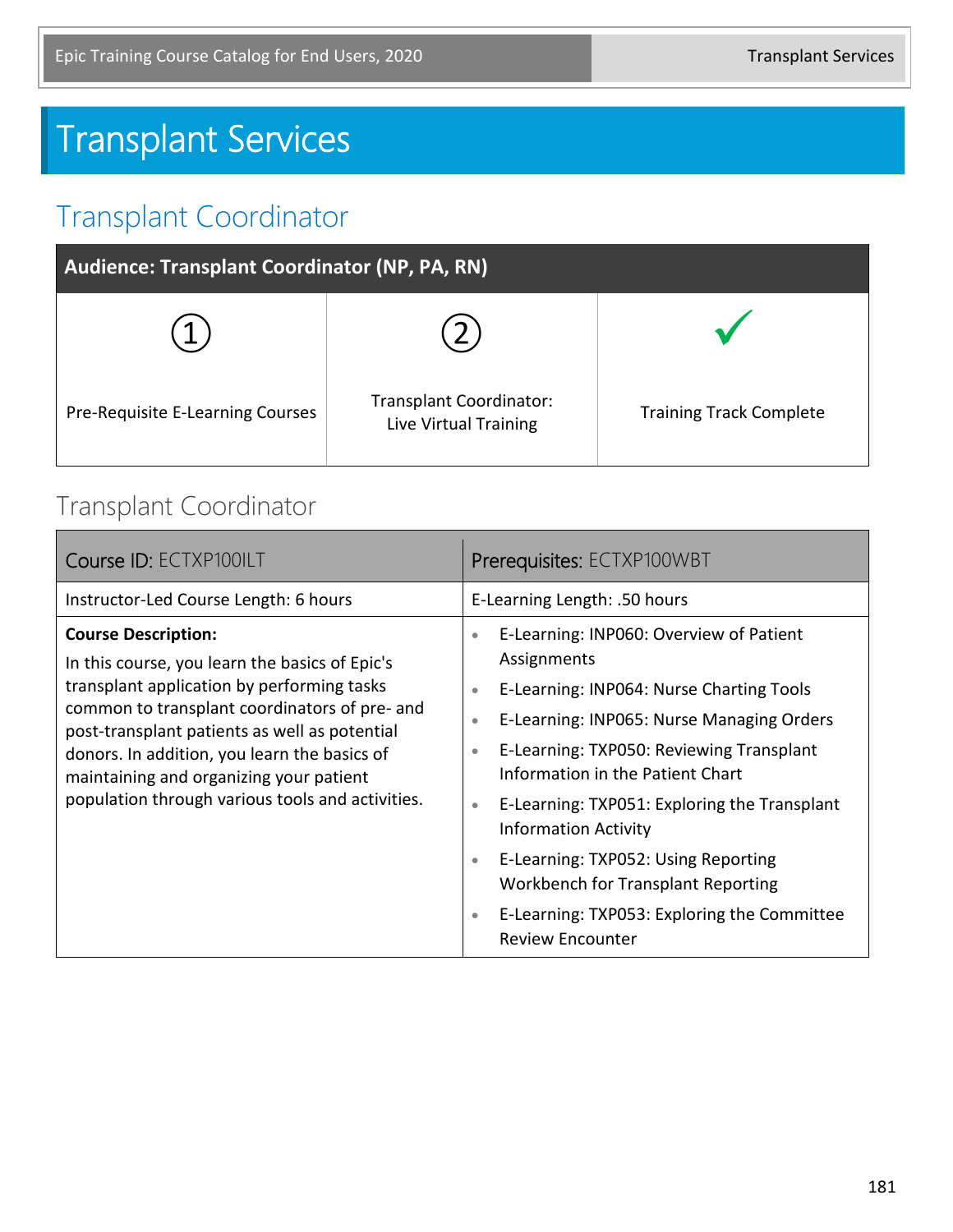# Transplant Services

## Transplant Coordinator

| Audience: Transplant Coordinator (NP, PA, RN) | | |
|---|---|---|
| ① | ② | ✓ |
| Pre-Requisite E-Learning Courses | Transplant Coordinator: Live Virtual Training | Training Track Complete |

### Transplant Coordinator

| Course ID: ECTXP100ILT | Prerequisites: ECTXP100WBT |
|---|---|
| Instructor-Led Course Length: 6 hours | E-Learning Length: .50 hours |
| **Course Description:** In this course, you learn the basics of Epic's transplant application by performing tasks common to transplant coordinators of pre- and post-transplant patients as well as potential donors. In addition, you learn the basics of maintaining and organizing your patient population through various tools and activities. | • E-Learning: INP060: Overview of Patient Assignments<br>• E-Learning: INP064: Nurse Charting Tools<br>• E-Learning: INP065: Nurse Managing Orders<br>• E-Learning: TXP050: Reviewing Transplant Information in the Patient Chart<br>• E-Learning: TXP051: Exploring the Transplant Information Activity<br>• E-Learning: TXP052: Using Reporting Workbench for Transplant Reporting<br>• E-Learning: TXP053: Exploring the Committee Review Encounter |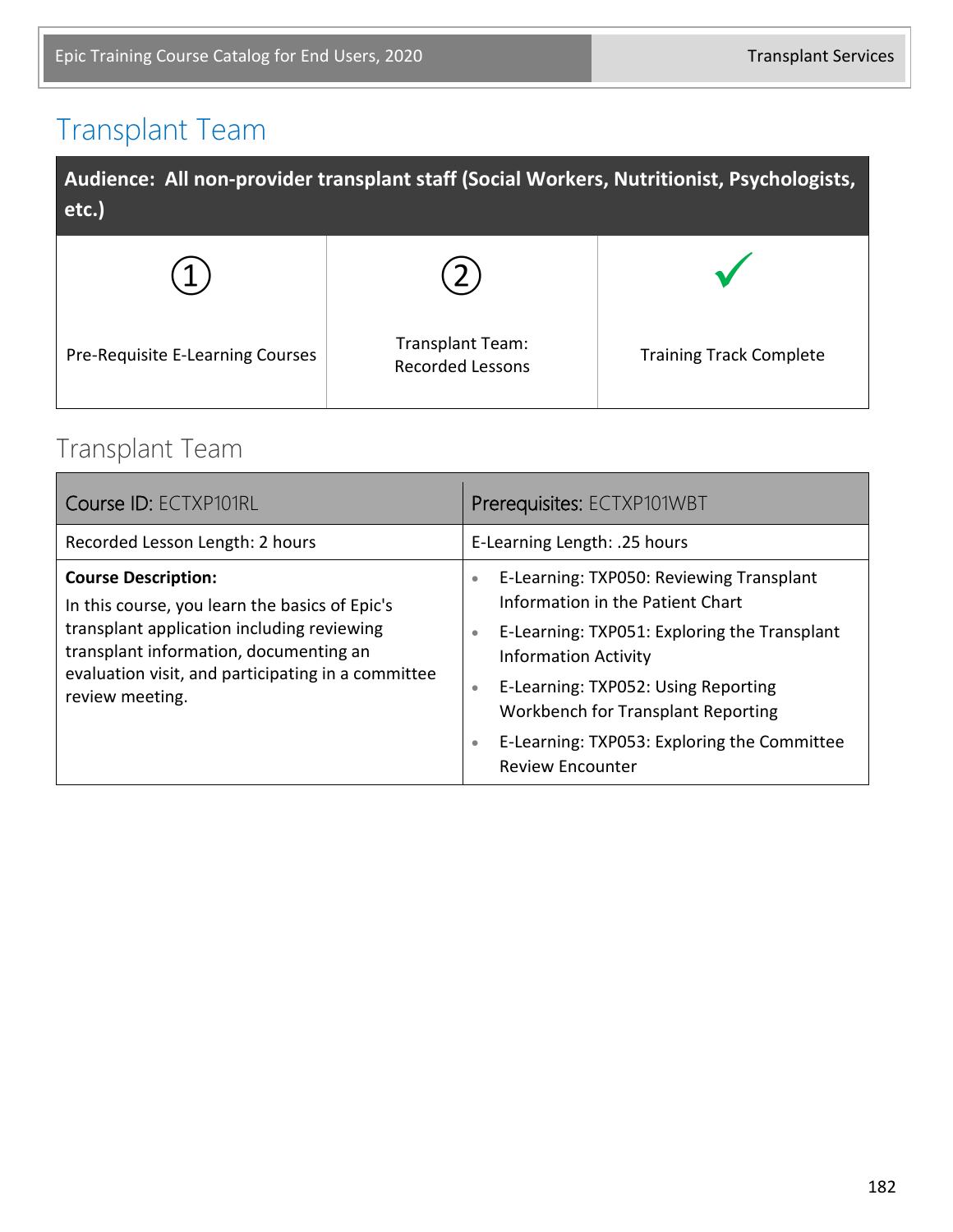# Transplant Team

| **Audience: All non-provider transplant staff (Social Workers, Nutritionist, Psychologists, etc.)** | | |
| --- | --- | --- |
| ① | ② | ✓ |
| Pre-Requisite E-Learning Courses | Transplant Team: Recorded Lessons | Training Track Complete |

## Transplant Team

| Course ID: ECTXP101RL | Prerequisites: ECTXP101WBT |
| --- | --- |
| Recorded Lesson Length: 2 hours | E-Learning Length: .25 hours |
| **Course Description:** In this course, you learn the basics of Epic's transplant application including reviewing transplant information, documenting an evaluation visit, and participating in a committee review meeting. | • E-Learning: TXP050: Reviewing Transplant Information in the Patient Chart<br>• E-Learning: TXP051: Exploring the Transplant Information Activity<br>• E-Learning: TXP052: Using Reporting Workbench for Transplant Reporting<br>• E-Learning: TXP053: Exploring the Committee Review Encounter |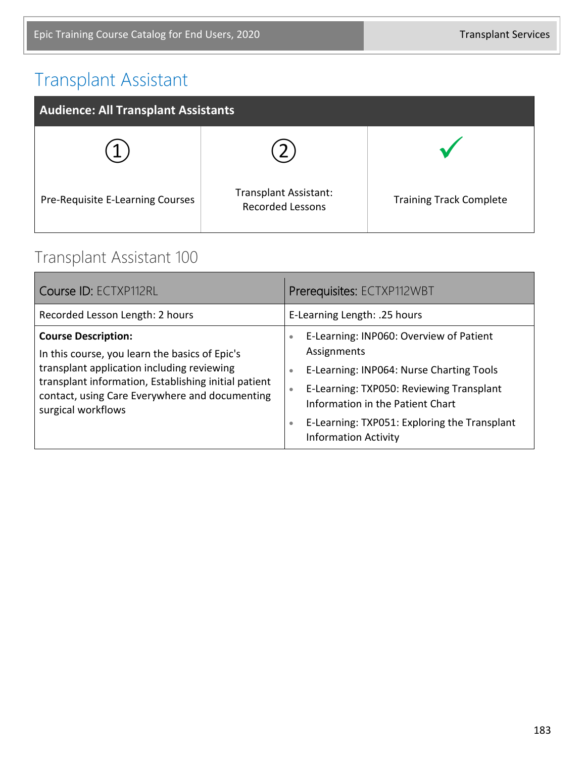# Transplant Assistant

| Audience: All Transplant Assistants | | |
|---|---|---|
| ① | ② | ✓ |
| Pre-Requisite E-Learning Courses | Transplant Assistant: Recorded Lessons | Training Track Complete |

## Transplant Assistant 100

| Course ID: ECTXP112RL | Prerequisites: ECTXP112WBT |
|---|---|
| Recorded Lesson Length: 2 hours | E-Learning Length: .25 hours |
| **Course Description:** In this course, you learn the basics of Epic's transplant application including reviewing transplant information, Establishing initial patient contact, using Care Everywhere and documenting surgical workflows | • E-Learning: INP060: Overview of Patient Assignments<br>• E-Learning: INP064: Nurse Charting Tools<br>• E-Learning: TXP050: Reviewing Transplant Information in the Patient Chart<br>• E-Learning: TXP051: Exploring the Transplant Information Activity |